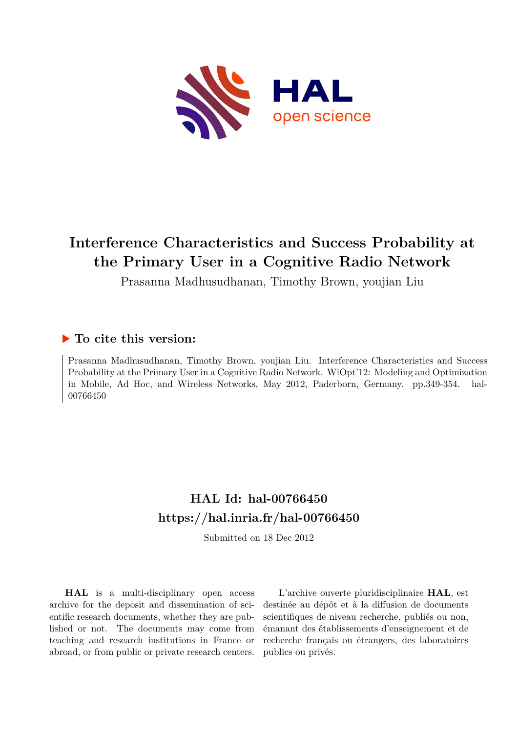# Interference Characteristics and Success Probability at the Primary User in a Cognitive Radio Network

Prasanna Madhusudhanan, Timothy Brown, youjian Liu

## ▶ To cite this version:

Prasanna Madhusudhanan, Timothy Brown, youjian Liu. Interference Characteristics and Success Probability at the Primary User in a Cognitive Radio Network. WiOpt'12: Modeling and Optimization in Mobile, Ad Hoc, and Wireless Networks, May 2012, Paderborn, Germany. pp.349-354. hal-00766450

## HAL Id: hal-00766450
## https://hal.inria.fr/hal-00766450

Submitted on 18 Dec 2012

**HAL** is a multi-disciplinary open access archive for the deposit and dissemination of scientific research documents, whether they are published or not. The documents may come from teaching and research institutions in France or abroad, or from public or private research centers.

L'archive ouverte pluridisciplinaire **HAL**, est destinée au dépôt et à la diffusion de documents scientifiques de niveau recherche, publiés ou non, émanant des établissements d'enseignement et de recherche français ou étrangers, des laboratoires publics ou privés.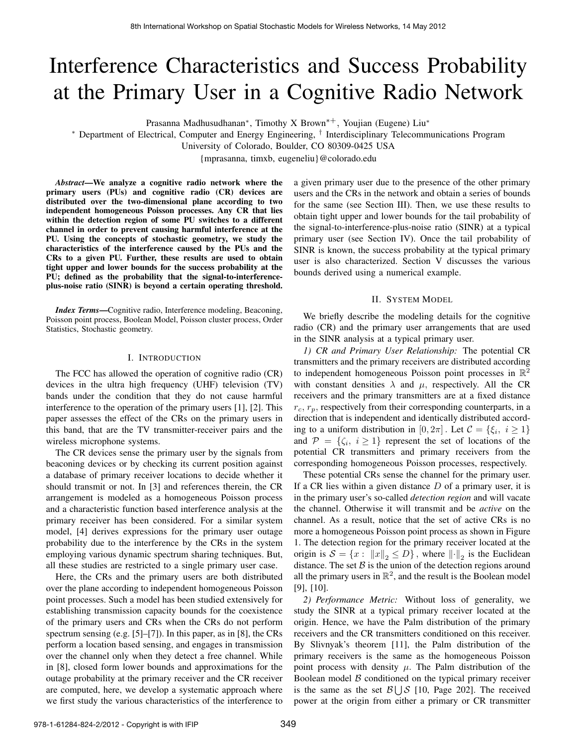# Interference Characteristics and Success Probability at the Primary User in a Cognitive Radio Network

Prasanna Madhusudhanan*, Timothy X Brown*+, Youjian (Eugene) Liu*

* Department of Electrical, Computer and Energy Engineering, † Interdisciplinary Telecommunications Program
University of Colorado, Boulder, CO 80309-0425 USA
{mprasanna, timxb, eugeneliu}@colorado.edu

***Abstract*—We analyze a cognitive radio network where the primary users (PUs) and cognitive radio (CR) devices are distributed over the two-dimensional plane according to two independent homogeneous Poisson processes. Any CR that lies within the detection region of some PU switches to a different channel in order to prevent causing harmful interference at the PU. Using the concepts of stochastic geometry, we study the characteristics of the interference caused by the PUs and the CRs to a given PU. Further, these results are used to obtain tight upper and lower bounds for the success probability at the PU; defined as the probability that the signal-to-interference-plus-noise ratio (SINR) is beyond a certain operating threshold.**

***Index Terms*—Cognitive radio, Interference modeling, Beaconing, Poisson point process, Boolean Model, Poisson cluster process, Order Statistics, Stochastic geometry.**

## I. Introduction

The FCC has allowed the operation of cognitive radio (CR) devices in the ultra high frequency (UHF) television (TV) bands under the condition that they do not cause harmful interference to the operation of the primary users [1], [2]. This paper assesses the effect of the CRs on the primary users in this band, that are the TV transmitter-receiver pairs and the wireless microphone systems.

The CR devices sense the primary user by the signals from beaconing devices or by checking its current position against a database of primary receiver locations to decide whether it should transmit or not. In [3] and references therein, the CR arrangement is modeled as a homogeneous Poisson process and a characteristic function based interference analysis at the primary receiver has been considered. For a similar system model, [4] derives expressions for the primary user outage probability due to the interference by the CRs in the system employing various dynamic spectrum sharing techniques. But, all these studies are restricted to a single primary user case.

Here, the CRs and the primary users are both distributed over the plane according to independent homogeneous Poisson point processes. Such a model has been studied extensively for establishing transmission capacity bounds for the coexistence of the primary users and CRs when the CRs do not perform spectrum sensing (e.g. [5]–[7]). In this paper, as in [8], the CRs perform a location based sensing, and engages in transmission over the channel only when they detect a free channel. While in [8], closed form lower bounds and approximations for the outage probability at the primary receiver and the CR receiver are computed, here, we develop a systematic approach where we first study the various characteristics of the interference to a given primary user due to the presence of the other primary users and the CRs in the network and obtain a series of bounds for the same (see Section III). Then, we use these results to obtain tight upper and lower bounds for the tail probability of the signal-to-interference-plus-noise ratio (SINR) at a typical primary user (see Section IV). Once the tail probability of SINR is known, the success probability at the typical primary user is also characterized. Section V discusses the various bounds derived using a numerical example.

## II. System Model

We briefly describe the modeling details for the cognitive radio (CR) and the primary user arrangements that are used in the SINR analysis at a typical primary user.

*1) CR and Primary User Relationship:* The potential CR transmitters and the primary receivers are distributed according to independent homogeneous Poisson point processes in $\mathbb{R}^2$ with constant densities $\lambda$ and $\mu$, respectively. All the CR receivers and the primary transmitters are at a fixed distance $r_c$, $r_p$, respectively from their corresponding counterparts, in a direction that is independent and identically distributed according to a uniform distribution in $[0, 2\pi]$. Let $\mathcal{C} = \{\xi_i,\ i \geq 1\}$ and $\mathcal{P} = \{\zeta_i,\ i \geq 1\}$ represent the set of locations of the potential CR transmitters and primary receivers from the corresponding homogeneous Poisson processes, respectively.

These potential CRs sense the channel for the primary user. If a CR lies within a given distance $D$ of a primary user, it is in the primary user's so-called *detection region* and will vacate the channel. Otherwise it will transmit and be *active* on the channel. As a result, notice that the set of active CRs is no more a homogeneous Poisson point process as shown in Figure 1. The detection region for the primary receiver located at the origin is $\mathcal{S} = \{x: \ \|x\|_2 \leq D\}$, where $\|\cdot\|_2$ is the Euclidean distance. The set $\mathcal{B}$ is the union of the detection regions around all the primary users in $\mathbb{R}^2$, and the result is the Boolean model [9], [10].

*2) Performance Metric:* Without loss of generality, we study the SINR at a typical primary receiver located at the origin. Hence, we have the Palm distribution of the primary receivers and the CR transmitters conditioned on this receiver. By Slivnyak's theorem [11], the Palm distribution of the primary receivers is the same as the homogeneous Poisson point process with density $\mu$. The Palm distribution of the Boolean model $\mathcal{B}$ conditioned on the typical primary receiver is the same as the set $\mathcal{B} \bigcup \mathcal{S}$ [10, Page 202]. The received power at the origin from either a primary or CR transmitter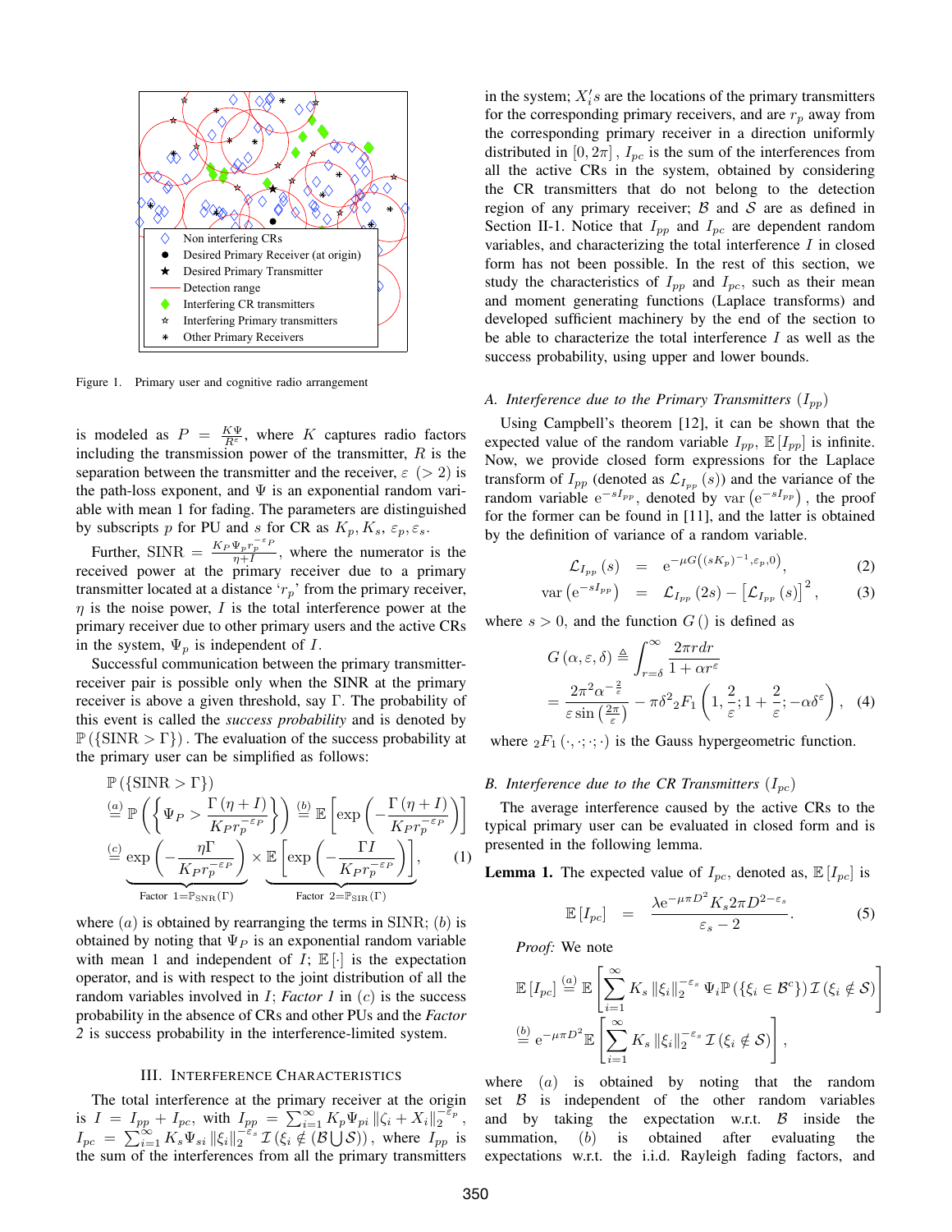Non interfering CRs
Desired Primary Receiver (at origin)
Desired Primary Transmitter
Detection range
Interfering CR transmitters
Interfering Primary transmitters
Other Primary Receivers

Figure 1. Primary user and cognitive radio arrangement

is modeled as $P = \frac{K\Psi}{R^{\varepsilon}}$, where $K$ captures radio factors including the transmission power of the transmitter, $R$ is the separation between the transmitter and the receiver, $\varepsilon$ $(>2)$ is the path-loss exponent, and $\Psi$ is an exponential random variable with mean 1 for fading. The parameters are distinguished by subscripts $p$ for PU and $s$ for CR as $K_p, K_s, \varepsilon_p, \varepsilon_s$.

Further, SINR $= \frac{K_P \Psi_p r_p^{-\varepsilon_P}}{\eta + I}$, where the numerator is the received power at the primary receiver due to a primary transmitter located at a distance '$r_p$' from the primary receiver, $\eta$ is the noise power, $I$ is the total interference power at the primary receiver due to other primary users and the active CRs in the system, $\Psi_p$ is independent of $I$.

Successful communication between the primary transmitter-receiver pair is possible only when the SINR at the primary receiver is above a given threshold, say $\Gamma$. The probability of this event is called the *success probability* and is denoted by $\mathbb{P}(\{\text{SINR} > \Gamma\})$. The evaluation of the success probability at the primary user can be simplified as follows:

$$\begin{aligned}
&\mathbb{P}(\{\text{SINR} > \Gamma\}) \\
&\overset{(a)}{=} \mathbb{P}\left(\left\{\Psi_P > \frac{\Gamma(\eta + I)}{K_P r_p^{-\varepsilon_P}}\right\}\right) \overset{(b)}{=} \mathbb{E}\left[\exp\left(-\frac{\Gamma(\eta + I)}{K_P r_p^{-\varepsilon_P}}\right)\right] \\
&\overset{(c)}{=} \underbrace{\exp\left(-\frac{\eta\Gamma}{K_P r_p^{-\varepsilon_P}}\right)}_{\text{Factor } 1 = \mathbb{P}_{\text{SNR}}(\Gamma)} \times \underbrace{\mathbb{E}\left[\exp\left(-\frac{\Gamma I}{K_P r_p^{-\varepsilon_P}}\right)\right]}_{\text{Factor } 2 = \mathbb{P}_{\text{SIR}}(\Gamma)}, \qquad (1)
\end{aligned}$$

where $(a)$ is obtained by rearranging the terms in SINR; $(b)$ is obtained by noting that $\Psi_P$ is an exponential random variable with mean 1 and independent of $I$; $\mathbb{E}[\cdot]$ is the expectation operator, and is with respect to the joint distribution of all the random variables involved in $I$; *Factor 1* in $(c)$ is the success probability in the absence of CRs and other PUs and the *Factor 2* is success probability in the interference-limited system.

## III. Interference Characteristics

The total interference at the primary receiver at the origin is $I = I_{pp} + I_{pc}$, with $I_{pp} = \sum_{i=1}^{\infty} K_p \Psi_{pi} \|\zeta_i + X_i\|_2^{-\varepsilon_p}$, $I_{pc} = \sum_{i=1}^{\infty} K_s \Psi_{si} \|\xi_i\|_2^{-\varepsilon_s} \mathcal{I}(\xi_i \notin (\mathcal{B} \bigcup \mathcal{S}))$, where $I_{pp}$ is the sum of the interferences from all the primary transmitters in the system; $X_i'^s$ are the locations of the primary transmitters for the corresponding primary receivers, and are $r_p$ away from the corresponding primary receiver in a direction uniformly distributed in $[0, 2\pi]$, $I_{pc}$ is the sum of the interferences from all the active CRs in the system, obtained by considering the CR transmitters that do not belong to the detection region of any primary receiver; $\mathcal{B}$ and $\mathcal{S}$ are as defined in Section II-1. Notice that $I_{pp}$ and $I_{pc}$ are dependent random variables, and characterizing the total interference $I$ in closed form has not been possible. In the rest of this section, we study the characteristics of $I_{pp}$ and $I_{pc}$, such as their mean and moment generating functions (Laplace transforms) and developed sufficient machinery by the end of the section to be able to characterize the total interference $I$ as well as the success probability, using upper and lower bounds.

### A. Interference due to the Primary Transmitters ($I_{pp}$)

Using Campbell's theorem [12], it can be shown that the expected value of the random variable $I_{pp}$, $\mathbb{E}[I_{pp}]$ is infinite. Now, we provide closed form expressions for the Laplace transform of $I_{pp}$ (denoted as $\mathcal{L}_{I_{pp}}(s)$) and the variance of the random variable $\mathrm{e}^{-sI_{pp}}$, denoted by $\text{var}\left(\mathrm{e}^{-sI_{pp}}\right)$, the proof for the former can be found in [11], and the latter is obtained by the definition of variance of a random variable.

$$\mathcal{L}_{I_{pp}}(s) = \mathrm{e}^{-\mu G\left((sK_p)^{-1}, \varepsilon_p, 0\right)}, \qquad (2)$$

$$\text{var}\left(\mathrm{e}^{-sI_{pp}}\right) = \mathcal{L}_{I_{pp}}(2s) - \left[\mathcal{L}_{I_{pp}}(s)\right]^2, \qquad (3)$$

where $s > 0$, and the function $G()$ is defined as

$$\begin{aligned}
G(\alpha, \varepsilon, \delta) &\triangleq \int_{r=\delta}^{\infty} \frac{2\pi r dr}{1 + \alpha r^{\varepsilon}} \\
&= \frac{2\pi^2 \alpha^{-\frac{2}{\varepsilon}}}{\varepsilon \sin\left(\frac{2\pi}{\varepsilon}\right)} - \pi\delta^2 {}_2F_1\left(1, \frac{2}{\varepsilon}; 1 + \frac{2}{\varepsilon}; -\alpha\delta^{\varepsilon}\right), \quad (4)
\end{aligned}$$

where ${}_2F_1(\cdot, \cdot; \cdot; \cdot)$ is the Gauss hypergeometric function.

### B. Interference due to the CR Transmitters ($I_{pc}$)

The average interference caused by the active CRs to the typical primary user can be evaluated in closed form and is presented in the following lemma.

**Lemma 1.** The expected value of $I_{pc}$, denoted as, $\mathbb{E}[I_{pc}]$ is

$$\mathbb{E}[I_{pc}] = \frac{\lambda \mathrm{e}^{-\mu\pi D^2} K_s 2\pi D^{2-\varepsilon_s}}{\varepsilon_s - 2}. \qquad (5)$$

*Proof:* We note

$$\begin{aligned}
\mathbb{E}[I_{pc}] &\overset{(a)}{=} \mathbb{E}\left[\sum_{i=1}^{\infty} K_s \|\xi_i\|_2^{-\varepsilon_s} \Psi_i \mathbb{P}(\{\xi_i \in \mathcal{B}^c\}) \mathcal{I}(\xi_i \notin \mathcal{S})\right] \\
&\overset{(b)}{=} \mathrm{e}^{-\mu\pi D^2} \mathbb{E}\left[\sum_{i=1}^{\infty} K_s \|\xi_i\|_2^{-\varepsilon_s} \mathcal{I}(\xi_i \notin \mathcal{S})\right],
\end{aligned}$$

where $(a)$ is obtained by noting that the random set $\mathcal{B}$ is independent of the other random variables and by taking the expectation w.r.t. $\mathcal{B}$ inside the summation, $(b)$ is obtained after evaluating the expectations w.r.t. the i.i.d. Rayleigh fading factors, and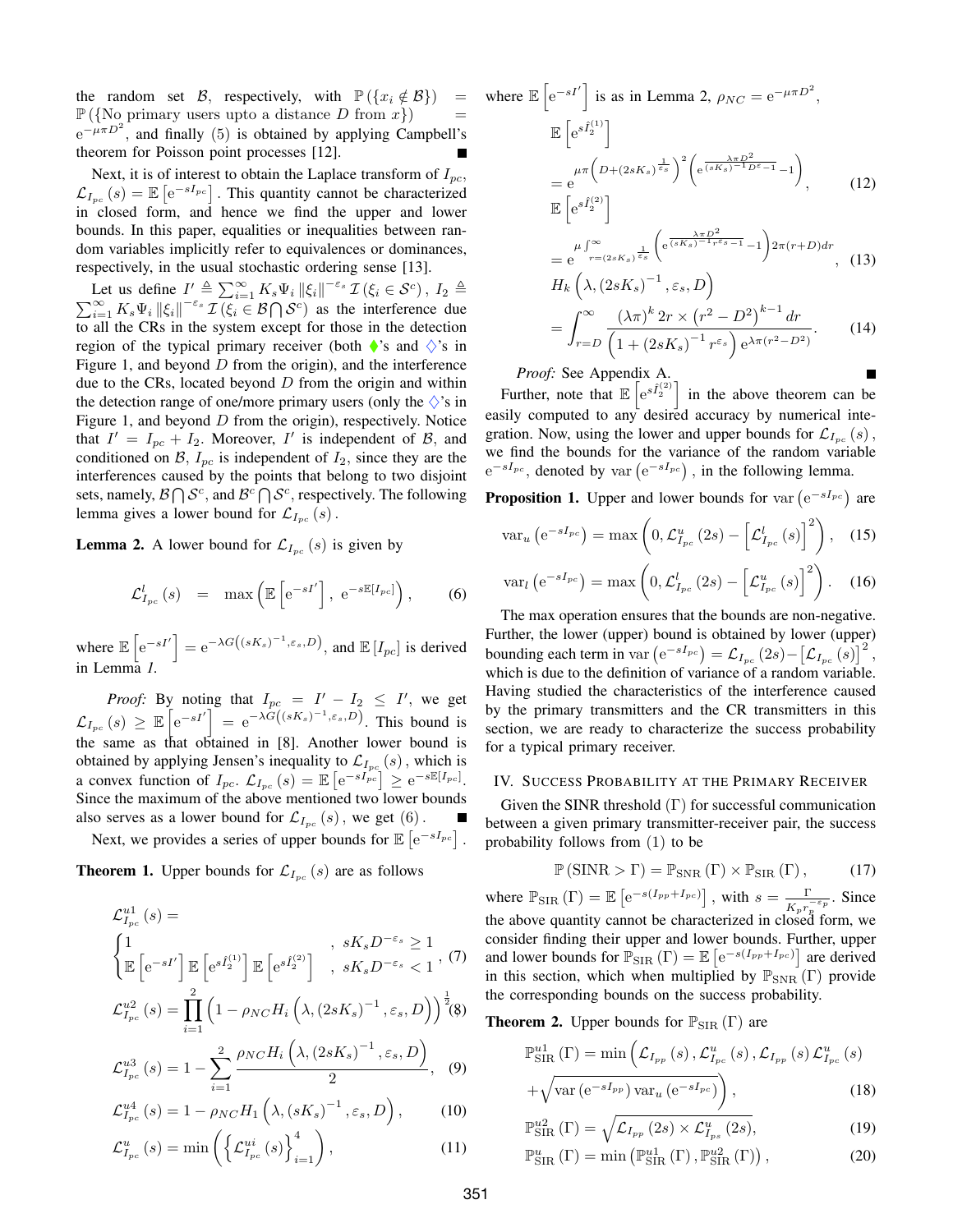the random set $\mathcal{B}$, respectively, with $\mathbb{P}(\{x_i \notin \mathcal{B}\}) = \mathbb{P}(\{\text{No primary users upto a distance } D \text{ from } x\}) = \mathrm{e}^{-\mu\pi D^2}$, and finally (5) is obtained by applying Campbell's theorem for Poisson point processes [12]. ∎

Next, it is of interest to obtain the Laplace transform of $I_{pc}$, $\mathcal{L}_{I_{pc}}(s) = \mathbb{E}\left[\mathrm{e}^{-sI_{pc}}\right]$. This quantity cannot be characterized in closed form, and hence we find the upper and lower bounds. In this paper, equalities or inequalities between random variables implicitly refer to equivalences or dominances, respectively, in the usual stochastic ordering sense [13].

Let us define $I' \triangleq \sum_{i=1}^{\infty} K_s \Psi_i \|\xi_i\|^{-\varepsilon_s} \mathcal{I}(\xi_i \in \mathcal{S}^c)$, $I_2 \triangleq \sum_{i=1}^{\infty} K_s \Psi_i \|\xi_i\|^{-\varepsilon_s} \mathcal{I}(\xi_i \in \mathcal{B} \bigcap \mathcal{S}^c)$ as the interference due to all the CRs in the system except for those in the detection region of the typical primary receiver (both ♦'s and ♢'s in Figure 1, and beyond $D$ from the origin), and the interference due to the CRs, located beyond $D$ from the origin and within the detection range of one/more primary users (only the ♢'s in Figure 1, and beyond $D$ from the origin), respectively. Notice that $I' = I_{pc} + I_2$. Moreover, $I'$ is independent of $\mathcal{B}$, and conditioned on $\mathcal{B}$, $I_{pc}$ is independent of $I_2$, since they are the interferences caused by the points that belong to two disjoint sets, namely, $\mathcal{B} \bigcap \mathcal{S}^c$, and $\mathcal{B}^c \bigcap \mathcal{S}^c$, respectively. The following lemma gives a lower bound for $\mathcal{L}_{I_{pc}}(s)$.

**Lemma 2.** A lower bound for $\mathcal{L}_{I_{pc}}(s)$ is given by

$$\mathcal{L}^{l}_{I_{pc}}(s) = \max\left(\mathbb{E}\left[\mathrm{e}^{-sI'}\right], \mathrm{e}^{-s\mathbb{E}[I_{pc}]}\right), \tag{6}$$

where $\mathbb{E}\left[\mathrm{e}^{-sI'}\right] = \mathrm{e}^{-\lambda G\left((sK_s)^{-1}, \varepsilon_s, D\right)}$, and $\mathbb{E}[I_{pc}]$ is derived in Lemma *1*.

*Proof:* By noting that $I_{pc} = I' - I_2 \leq I'$, we get $\mathcal{L}_{I_{pc}}(s) \geq \mathbb{E}\left[\mathrm{e}^{-sI'}\right] = \mathrm{e}^{-\lambda G\left((sK_s)^{-1}, \varepsilon_s, D\right)}$. This bound is the same as that obtained in [8]. Another lower bound is obtained by applying Jensen's inequality to $\mathcal{L}_{I_{pc}}(s)$, which is a convex function of $I_{pc}$. $\mathcal{L}_{I_{pc}}(s) = \mathbb{E}\left[\mathrm{e}^{-sI_{pc}}\right] \geq \mathrm{e}^{-s\mathbb{E}[I_{pc}]}$. Since the maximum of the above mentioned two lower bounds also serves as a lower bound for $\mathcal{L}_{I_{pc}}(s)$, we get (6). ∎

Next, we provides a series of upper bounds for $\mathbb{E}\left[\mathrm{e}^{-sI_{pc}}\right]$.

**Theorem 1.** Upper bounds for $\mathcal{L}_{I_{pc}}(s)$ are as follows

$$\mathcal{L}^{u1}_{I_{pc}}(s) = \begin{cases} 1 & , sK_s D^{-\varepsilon_s} \geq 1 \\ \mathbb{E}\left[\mathrm{e}^{-sI'}\right] \mathbb{E}\left[\mathrm{e}^{s\hat{I}_2^{(1)}}\right] \mathbb{E}\left[\mathrm{e}^{s\hat{I}_2^{(2)}}\right] & , sK_s D^{-\varepsilon_s} < 1 \end{cases}, \tag{7}$$

$$\mathcal{L}^{u2}_{I_{pc}}(s) = \prod_{i=1}^{2} \left(1 - \rho_{NC} H_i\left(\lambda, (2sK_s)^{-1}, \varepsilon_s, D\right)\right)^{\frac{1}{2}}, \tag{8}$$

$$\mathcal{L}^{u3}_{I_{pc}}(s) = 1 - \sum_{i=1}^{2} \frac{\rho_{NC} H_i\left(\lambda, (2sK_s)^{-1}, \varepsilon_s, D\right)}{2}, \tag{9}$$

$$\mathcal{L}^{u4}_{I_{pc}}(s) = 1 - \rho_{NC} H_1\left(\lambda, (sK_s)^{-1}, \varepsilon_s, D\right), \tag{10}$$

$$\mathcal{L}^{u}_{I_{pc}}(s) = \min\left(\left\{\mathcal{L}^{ui}_{I_{pc}}(s)\right\}_{i=1}^{4}\right), \tag{11}$$

where $\mathbb{E}\left[\mathrm{e}^{-sI'}\right]$ is as in Lemma 2, $\rho_{NC} = \mathrm{e}^{-\mu\pi D^2}$,

$$\mathbb{E}\left[\mathrm{e}^{s\hat{I}_2^{(1)}}\right] = \mathrm{e}^{\mu\pi\left(D + (2sK_s)^{\frac{1}{\varepsilon_s}}\right)^2 \left(\mathrm{e}^{\frac{\lambda\pi D^2}{(sK_s)^{-1}D^{\varepsilon_s}-1}} - 1\right)}, \tag{12}$$

$$\mathbb{E}\left[\mathrm{e}^{s\hat{I}_2^{(2)}}\right] = \mathrm{e}^{\mu\int_{r=(2sK_s)^{\frac{1}{\varepsilon_s}}}^{\infty} \left(\mathrm{e}^{\frac{\lambda\pi D^2}{(sK_s)^{-1}r^{\varepsilon_s}-1}} - 1\right) 2\pi(r+D)dr}, \tag{13}$$

$$H_k\left(\lambda, (2sK_s)^{-1}, \varepsilon_s, D\right) = \int_{r=D}^{\infty} \frac{(\lambda\pi)^k\, 2r \times \left(r^2 - D^2\right)^{k-1} dr}{\left(1 + (2sK_s)^{-1} r^{\varepsilon_s}\right) \mathrm{e}^{\lambda\pi(r^2 - D^2)}}. \tag{14}$$

*Proof:* See Appendix A. ∎

Further, note that $\mathbb{E}\left[\mathrm{e}^{s\hat{I}_2^{(2)}}\right]$ in the above theorem can be easily computed to any desired accuracy by numerical integration. Now, using the lower and upper bounds for $\mathcal{L}_{I_{pc}}(s)$, we find the bounds for the variance of the random variable $\mathrm{e}^{-sI_{pc}}$, denoted by $\mathrm{var}\left(\mathrm{e}^{-sI_{pc}}\right)$, in the following lemma.

**Proposition 1.** Upper and lower bounds for $\mathrm{var}\left(\mathrm{e}^{-sI_{pc}}\right)$ are

$$\mathrm{var}_u\left(\mathrm{e}^{-sI_{pc}}\right) = \max\left(0, \mathcal{L}^{u}_{I_{pc}}(2s) - \left[\mathcal{L}^{l}_{I_{pc}}(s)\right]^2\right), \tag{15}$$

$$\mathrm{var}_l\left(\mathrm{e}^{-sI_{pc}}\right) = \max\left(0, \mathcal{L}^{l}_{I_{pc}}(2s) - \left[\mathcal{L}^{u}_{I_{pc}}(s)\right]^2\right). \tag{16}$$

The max operation ensures that the bounds are non-negative. Further, the lower (upper) bound is obtained by lower (upper) bounding each term in $\mathrm{var}\left(\mathrm{e}^{-sI_{pc}}\right) = \mathcal{L}_{I_{pc}}(2s) - \left[\mathcal{L}_{I_{pc}}(s)\right]^2$, which is due to the definition of variance of a random variable. Having studied the characteristics of the interference caused by the primary transmitters and the CR transmitters in this section, we are ready to characterize the success probability for a typical primary receiver.

## IV. Success Probability at the Primary Receiver

Given the SINR threshold ($\Gamma$) for successful communication between a given primary transmitter-receiver pair, the success probability follows from (1) to be

$$\mathbb{P}(\mathrm{SINR} > \Gamma) = \mathbb{P}_{\mathrm{SNR}}(\Gamma) \times \mathbb{P}_{\mathrm{SIR}}(\Gamma), \tag{17}$$

where $\mathbb{P}_{\mathrm{SIR}}(\Gamma) = \mathbb{E}\left[\mathrm{e}^{-s(I_{pp}+I_{pc})}\right]$, with $s = \frac{\Gamma}{K_p r_p^{-\varepsilon_p}}$. Since the above quantity cannot be characterized in closed form, we consider finding their upper and lower bounds. Further, upper and lower bounds for $\mathbb{P}_{\mathrm{SIR}}(\Gamma) = \mathbb{E}\left[\mathrm{e}^{-s(I_{pp}+I_{pc})}\right]$ are derived in this section, which when multiplied by $\mathbb{P}_{\mathrm{SNR}}(\Gamma)$ provide the corresponding bounds on the success probability.

**Theorem 2.** Upper bounds for $\mathbb{P}_{\mathrm{SIR}}(\Gamma)$ are

$$\mathbb{P}^{u1}_{\mathrm{SIR}}(\Gamma) = \min\left(\mathcal{L}_{I_{pp}}(s), \mathcal{L}^{u}_{I_{pc}}(s), \mathcal{L}_{I_{pp}}(s)\mathcal{L}^{u}_{I_{pc}}(s) + \sqrt{\mathrm{var}\left(\mathrm{e}^{-sI_{pp}}\right)\mathrm{var}_u\left(\mathrm{e}^{-sI_{pc}}\right)}\right), \tag{18}$$

$$\mathbb{P}^{u2}_{\mathrm{SIR}}(\Gamma) = \sqrt{\mathcal{L}_{I_{pp}}(2s) \times \mathcal{L}^{u}_{I_{ps}}(2s)}, \tag{19}$$

$$\mathbb{P}^{u}_{\mathrm{SIR}}(\Gamma) = \min\left(\mathbb{P}^{u1}_{\mathrm{SIR}}(\Gamma), \mathbb{P}^{u2}_{\mathrm{SIR}}(\Gamma)\right), \tag{20}$$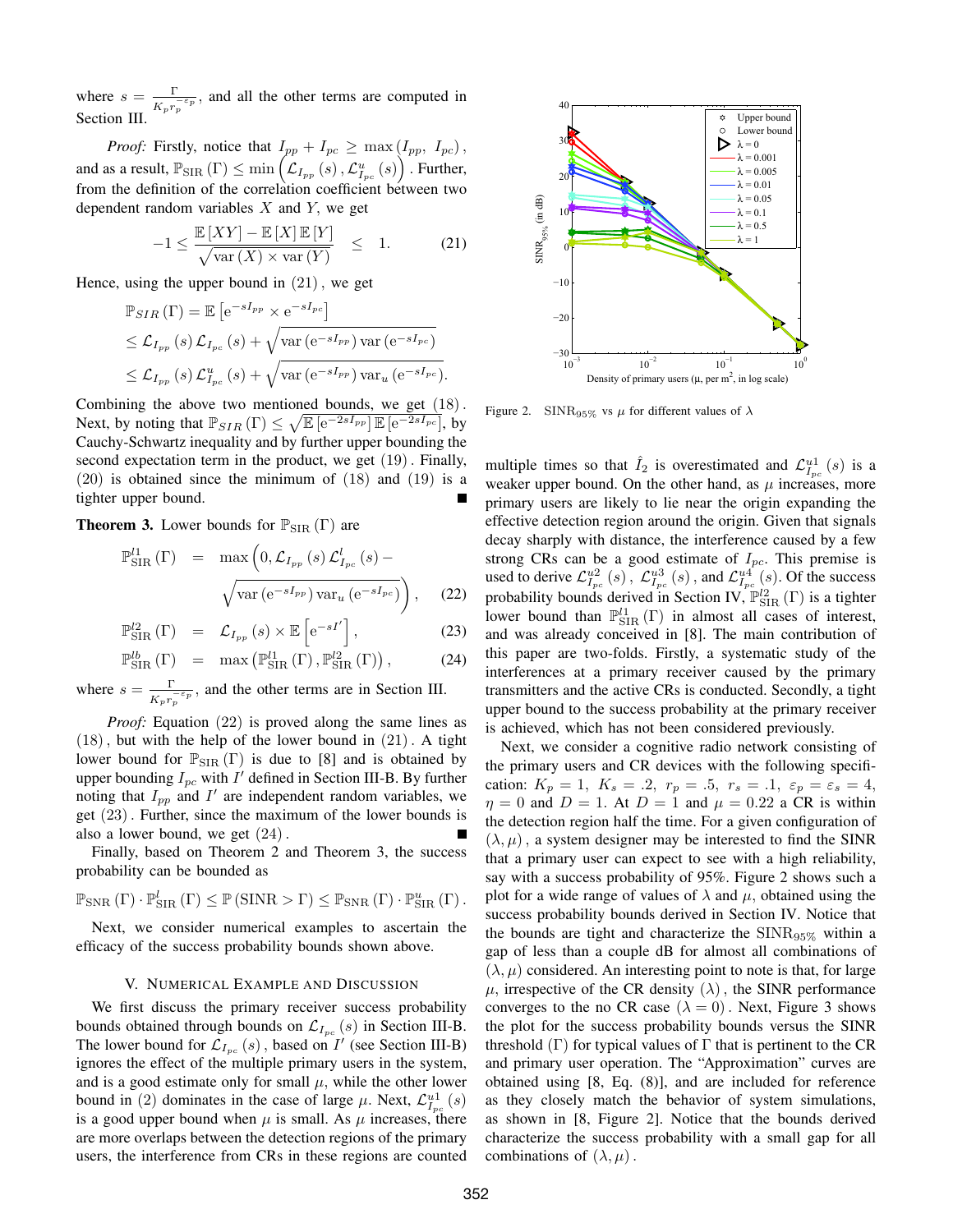where $s = \frac{\Gamma}{K_p r_p^{-\varepsilon_p}}$, and all the other terms are computed in Section III.

*Proof:* Firstly, notice that $I_{pp} + I_{pc} \geq \max(I_{pp},\ I_{pc})$, and as a result, $\mathbb{P}_{\text{SIR}}(\Gamma) \leq \min\left(\mathcal{L}_{I_{pp}}(s), \mathcal{L}^{u}_{I_{pc}}(s)\right)$. Further, from the definition of the correlation coefficient between two dependent random variables $X$ and $Y$, we get

$$-1 \leq \frac{\mathbb{E}[XY] - \mathbb{E}[X]\mathbb{E}[Y]}{\sqrt{\text{var}(X) \times \text{var}(Y)}} \leq 1. \tag{21}$$

Hence, using the upper bound in (21), we get

$$\begin{aligned}
\mathbb{P}_{SIR}(\Gamma) &= \mathbb{E}\left[\mathrm{e}^{-sI_{pp}} \times \mathrm{e}^{-sI_{pc}}\right] \\
&\leq \mathcal{L}_{I_{pp}}(s)\,\mathcal{L}_{I_{pc}}(s) + \sqrt{\text{var}\left(\mathrm{e}^{-sI_{pp}}\right)\text{var}\left(\mathrm{e}^{-sI_{pc}}\right)} \\
&\leq \mathcal{L}_{I_{pp}}(s)\,\mathcal{L}^{u}_{I_{pc}}(s) + \sqrt{\text{var}\left(\mathrm{e}^{-sI_{pp}}\right)\text{var}_u\left(\mathrm{e}^{-sI_{pc}}\right)}.
\end{aligned}$$

Combining the above two mentioned bounds, we get (18). Next, by noting that $\mathbb{P}_{SIR}(\Gamma) \leq \sqrt{\mathbb{E}\left[\mathrm{e}^{-2sI_{pp}}\right]\mathbb{E}\left[\mathrm{e}^{-2sI_{pc}}\right]}$, by Cauchy-Schwartz inequality and by further upper bounding the second expectation term in the product, we get (19). Finally, (20) is obtained since the minimum of (18) and (19) is a tighter upper bound. ∎

**Theorem 3.** Lower bounds for $\mathbb{P}_{\text{SIR}}(\Gamma)$ are

$$\mathbb{P}^{l1}_{\text{SIR}}(\Gamma) = \max\left(0, \mathcal{L}_{I_{pp}}(s)\,\mathcal{L}^{l}_{I_{pc}}(s) - \sqrt{\text{var}\left(\mathrm{e}^{-sI_{pp}}\right)\text{var}_u\left(\mathrm{e}^{-sI_{pc}}\right)}\right), \tag{22}$$

$$\mathbb{P}^{l2}_{\text{SIR}}(\Gamma) = \mathcal{L}_{I_{pp}}(s) \times \mathbb{E}\left[\mathrm{e}^{-sI'}\right], \tag{23}$$

$$\mathbb{P}^{lb}_{\text{SIR}}(\Gamma) = \max\left(\mathbb{P}^{l1}_{\text{SIR}}(\Gamma), \mathbb{P}^{l2}_{\text{SIR}}(\Gamma)\right), \tag{24}$$

where $s = \frac{\Gamma}{K_p r_p^{-\varepsilon_p}}$, and the other terms are in Section III.

*Proof:* Equation (22) is proved along the same lines as (18), but with the help of the lower bound in (21). A tight lower bound for $\mathbb{P}_{\text{SIR}}(\Gamma)$ is due to [8] and is obtained by upper bounding $I_{pc}$ with $I'$ defined in Section III-B. By further noting that $I_{pp}$ and $I'$ are independent random variables, we get (23). Further, since the maximum of the lower bounds is also a lower bound, we get (24). ∎

Finally, based on Theorem 2 and Theorem 3, the success probability can be bounded as

$$\mathbb{P}_{\text{SNR}}(\Gamma) \cdot \mathbb{P}^{l}_{\text{SIR}}(\Gamma) \leq \mathbb{P}(\text{SINR} > \Gamma) \leq \mathbb{P}_{\text{SNR}}(\Gamma) \cdot \mathbb{P}^{u}_{\text{SIR}}(\Gamma).$$

Next, we consider numerical examples to ascertain the efficacy of the success probability bounds shown above.

## V. Numerical Example and Discussion

We first discuss the primary receiver success probability bounds obtained through bounds on $\mathcal{L}_{I_{pc}}(s)$ in Section III-B. The lower bound for $\mathcal{L}_{I_{pc}}(s)$, based on $I'$ (see Section III-B) ignores the effect of the multiple primary users in the system, and is a good estimate only for small $\mu$, while the other lower bound in (2) dominates in the case of large $\mu$. Next, $\mathcal{L}^{u1}_{I_{pc}}(s)$ is a good upper bound when $\mu$ is small. As $\mu$ increases, there are more overlaps between the detection regions of the primary users, the interference from CRs in these regions are counted multiple times so that $\hat{I}_2$ is overestimated and $\mathcal{L}^{u1}_{I_{pc}}(s)$ is a weaker upper bound. On the other hand, as $\mu$ increases, more primary users are likely to lie near the origin expanding the effective detection region around the origin. Given that signals decay sharply with distance, the interference caused by a few strong CRs can be a good estimate of $I_{pc}$. This premise is used to derive $\mathcal{L}^{u2}_{I_{pc}}(s)$, $\mathcal{L}^{u3}_{I_{pc}}(s)$, and $\mathcal{L}^{u4}_{I_{pc}}(s)$. Of the success probability bounds derived in Section IV, $\mathbb{P}^{l2}_{\text{SIR}}(\Gamma)$ is a tighter lower bound than $\mathbb{P}^{l1}_{\text{SIR}}(\Gamma)$ in almost all cases of interest, and was already conceived in [8]. The main contribution of this paper are two-folds. Firstly, a systematic study of the interferences at a primary receiver caused by the primary transmitters and the active CRs is conducted. Secondly, a tight upper bound to the success probability at the primary receiver is achieved, which has not been considered previously.

Next, we consider a cognitive radio network consisting of the primary users and CR devices with the following specification: $K_p = 1$, $K_s = .2$, $r_p = .5$, $r_s = .1$, $\varepsilon_p = \varepsilon_s = 4$, $\eta = 0$ and $D = 1$. At $D = 1$ and $\mu = 0.22$ a CR is within the detection region half the time. For a given configuration of $(\lambda, \mu)$, a system designer may be interested to find the SINR that a primary user can expect to see with a high reliability, say with a success probability of 95%. Figure 2 shows such a plot for a wide range of values of $\lambda$ and $\mu$, obtained using the success probability bounds derived in Section IV. Notice that the bounds are tight and characterize the $\text{SINR}_{95\%}$ within a gap of less than a couple dB for almost all combinations of $(\lambda, \mu)$ considered. An interesting point to note is that, for large $\mu$, irrespective of the CR density $(\lambda)$, the SINR performance converges to the no CR case $(\lambda = 0)$. Next, Figure 3 shows the plot for the success probability bounds versus the SINR threshold $(\Gamma)$ for typical values of $\Gamma$ that is pertinent to the CR and primary user operation. The "Approximation" curves are obtained using [8, Eq. (8)], and are included for reference as they closely match the behavior of system simulations, as shown in [8, Figure 2]. Notice that the bounds derived characterize the success probability with a small gap for all combinations of $(\lambda, \mu)$.

Figure 2. $\text{SINR}_{95\%}$ vs $\mu$ for different values of $\lambda$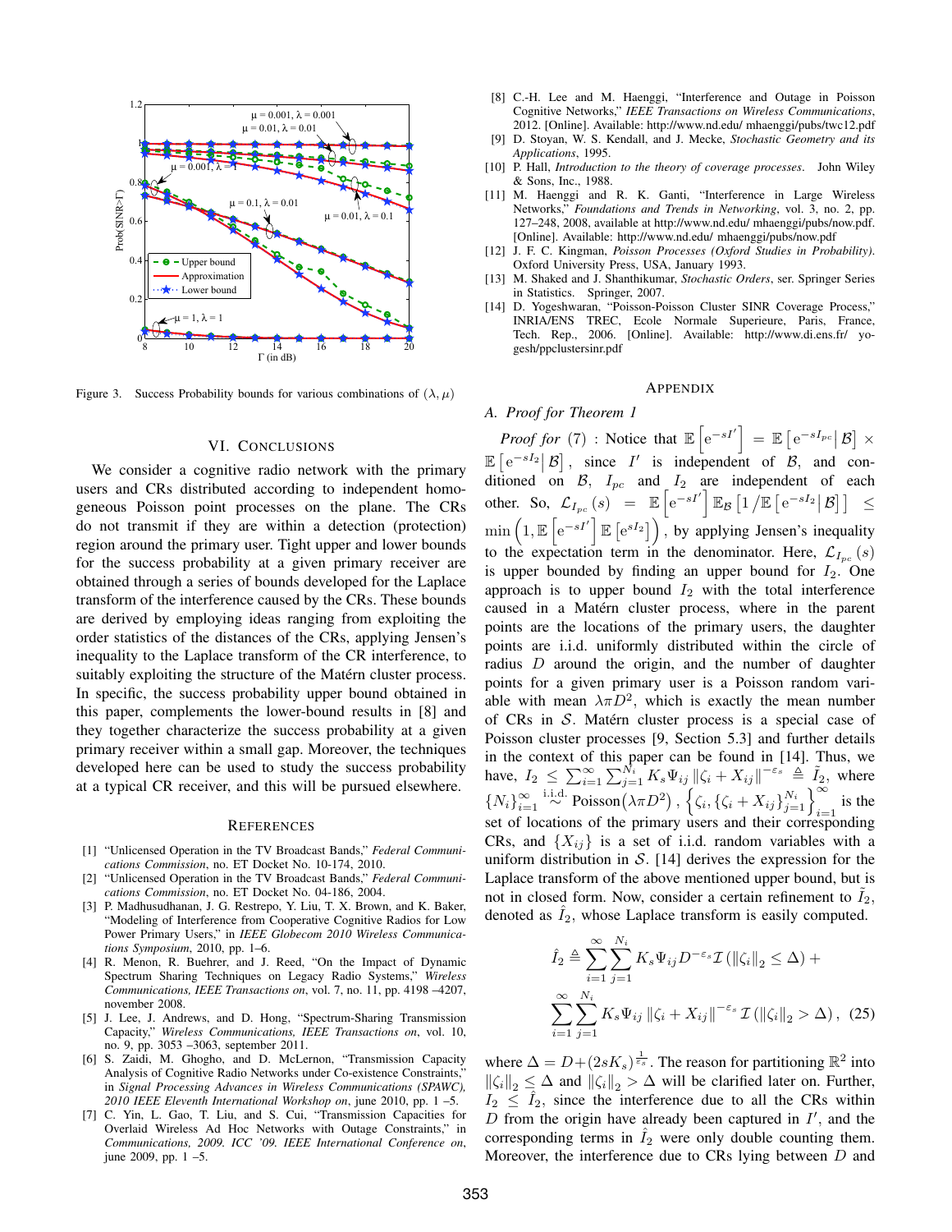1.2

μ = 0.001, λ = 0.001

μ = 0.01, λ = 0.01

μ = 0.001, λ = 1

μ = 0.1, λ = 0.01

μ = 0.01, λ = 0.1

μ = 1, λ = 1

Prob(SINR>Γ)

Γ (in dB)

Upper bound

Approximation

Lower bound

0.2 0.4 0.6 0.8 1

8 10 12 14 16 18 20

Figure 3. Success Probability bounds for various combinations of $(\lambda, \mu)$

## VI. Conclusions

We consider a cognitive radio network with the primary users and CRs distributed according to independent homogeneous Poisson point processes on the plane. The CRs do not transmit if they are within a detection (protection) region around the primary user. Tight upper and lower bounds for the success probability at a given primary receiver are obtained through a series of bounds developed for the Laplace transform of the interference caused by the CRs. These bounds are derived by employing ideas ranging from exploiting the order statistics of the distances of the CRs, applying Jensen's inequality to the Laplace transform of the CR interference, to suitably exploiting the structure of the Matérn cluster process. In specific, the success probability upper bound obtained in this paper, complements the lower-bound results in [8] and they together characterize the success probability at a given primary receiver within a small gap. Moreover, the techniques developed here can be used to study the success probability at a typical CR receiver, and this will be pursued elsewhere.

## References

[1] "Unlicensed Operation in the TV Broadcast Bands," *Federal Communications Commission*, no. ET Docket No. 10-174, 2010.

[2] "Unlicensed Operation in the TV Broadcast Bands," *Federal Communications Commission*, no. ET Docket No. 04-186, 2004.

[3] P. Madhusudhanan, J. G. Restrepo, Y. Liu, T. X. Brown, and K. Baker, "Modeling of Interference from Cooperative Cognitive Radios for Low Power Primary Users," in *IEEE Globecom 2010 Wireless Communications Symposium*, 2010, pp. 1–6.

[4] R. Menon, R. Buehrer, and J. Reed, "On the Impact of Dynamic Spectrum Sharing Techniques on Legacy Radio Systems," *Wireless Communications, IEEE Transactions on*, vol. 7, no. 11, pp. 4198 –4207, november 2008.

[5] J. Lee, J. Andrews, and D. Hong, "Spectrum-Sharing Transmission Capacity," *Wireless Communications, IEEE Transactions on*, vol. 10, no. 9, pp. 3053 –3063, september 2011.

[6] S. Zaidi, M. Ghogho, and D. McLernon, "Transmission Capacity Analysis of Cognitive Radio Networks under Co-existence Constraints," in *Signal Processing Advances in Wireless Communications (SPAWC), 2010 IEEE Eleventh International Workshop on*, june 2010, pp. 1 –5.

[7] C. Yin, L. Gao, T. Liu, and S. Cui, "Transmission Capacities for Overlaid Wireless Ad Hoc Networks with Outage Constraints," in *Communications, 2009. ICC '09. IEEE International Conference on*, june 2009, pp. 1 –5.

[8] C.-H. Lee and M. Haenggi, "Interference and Outage in Poisson Cognitive Networks," *IEEE Transactions on Wireless Communications*, 2012. [Online]. Available: http://www.nd.edu/ mhaenggi/pubs/twc12.pdf

[9] D. Stoyan, W. S. Kendall, and J. Mecke, *Stochastic Geometry and its Applications*, 1995.

[10] P. Hall, *Introduction to the theory of coverage processes*. John Wiley & Sons, Inc., 1988.

[11] M. Haenggi and R. K. Ganti, "Interference in Large Wireless Networks," *Foundations and Trends in Networking*, vol. 3, no. 2, pp. 127–248, 2008, available at http://www.nd.edu/ mhaenggi/pubs/now.pdf. [Online]. Available: http://www.nd.edu/ mhaenggi/pubs/now.pdf

[12] J. F. C. Kingman, *Poisson Processes (Oxford Studies in Probability)*. Oxford University Press, USA, January 1993.

[13] M. Shaked and J. Shanthikumar, *Stochastic Orders*, ser. Springer Series in Statistics. Springer, 2007.

[14] D. Yogeshwaran, "Poisson-Poisson Cluster SINR Coverage Process," INRIA/ENS TREC, Ecole Normale Superieure, Paris, France, Tech. Rep., 2006. [Online]. Available: http://www.di.ens.fr/ yogesh/ppclustersinr.pdf

## Appendix

### A. Proof for Theorem 1

*Proof for* (7) : Notice that $\mathbb{E}\left[\mathrm{e}^{-sI'}\right] = \mathbb{E}\left[\mathrm{e}^{-sI_{pc}}\middle|\mathcal{B}\right] \times \mathbb{E}\left[\mathrm{e}^{-sI_2}\middle|\mathcal{B}\right]$, since $I'$ is independent of $\mathcal{B}$, and conditioned on $\mathcal{B}$, $I_{pc}$ and $I_2$ are independent of each other. So, $\mathcal{L}_{I_{pc}}(s) = \mathbb{E}\left[\mathrm{e}^{-sI'}\right]\mathbb{E}_{\mathcal{B}}\left[1/\mathbb{E}\left[\mathrm{e}^{-sI_2}\middle|\mathcal{B}\right]\right] \leq \min\left(1, \mathbb{E}\left[\mathrm{e}^{-sI'}\right]\mathbb{E}\left[\mathrm{e}^{sI_2}\right]\right)$, by applying Jensen's inequality to the expectation term in the denominator. Here, $\mathcal{L}_{I_{pc}}(s)$ is upper bounded by finding an upper bound for $I_2$. One approach is to upper bound $I_2$ with the total interference caused in a Matérn cluster process, where in the parent points are the locations of the primary users, the daughter points are i.i.d. uniformly distributed within the circle of radius $D$ around the origin, and the number of daughter points for a given primary user is a Poisson random variable with mean $\lambda\pi D^2$, which is exactly the mean number of CRs in $\mathcal{S}$. Matérn cluster process is a special case of Poisson cluster processes [9, Section 5.3] and further details in the context of this paper can be found in [14]. Thus, we have, $I_2 \leq \sum_{i=1}^{\infty}\sum_{j=1}^{N_i} K_s\Psi_{ij}\left\|\zeta_i + X_{ij}\right\|^{-\varepsilon_s} \triangleq \tilde{I}_2$, where $\{N_i\}_{i=1}^{\infty} \overset{\text{i.i.d.}}{\sim} \text{Poisson}\left(\lambda\pi D^2\right)$, $\left\{\zeta_i, \{\zeta_i + X_{ij}\}_{j=1}^{N_i}\right\}_{i=1}^{\infty}$ is the set of locations of the primary users and their corresponding CRs, and $\{X_{ij}\}$ is a set of i.i.d. random variables with a uniform distribution in $\mathcal{S}$. [14] derives the expression for the Laplace transform of the above mentioned upper bound, but is not in closed form. Now, consider a certain refinement to $\tilde{I}_2$, denoted as $\hat{I}_2$, whose Laplace transform is easily computed.

$$
\hat{I}_2 \triangleq \sum_{i=1}^{\infty}\sum_{j=1}^{N_i} K_s\Psi_{ij}D^{-\varepsilon_s}\mathcal{I}\left(\|\zeta_i\|_2 \leq \Delta\right) + \sum_{i=1}^{\infty}\sum_{j=1}^{N_i} K_s\Psi_{ij}\left\|\zeta_i + X_{ij}\right\|^{-\varepsilon_s}\mathcal{I}\left(\|\zeta_i\|_2 > \Delta\right), \quad (25)
$$

where $\Delta = D + (2sK_s)^{\frac{1}{\varepsilon_s}}$. The reason for partitioning $\mathbb{R}^2$ into $\|\zeta_i\|_2 \leq \Delta$ and $\|\zeta_i\|_2 > \Delta$ will be clarified later on. Further, $I_2 \leq \hat{I}_2$, since the interference due to all the CRs within $D$ from the origin have already been captured in $I'$, and the corresponding terms in $\hat{I}_2$ were only double counting them. Moreover, the interference due to CRs lying between $D$ and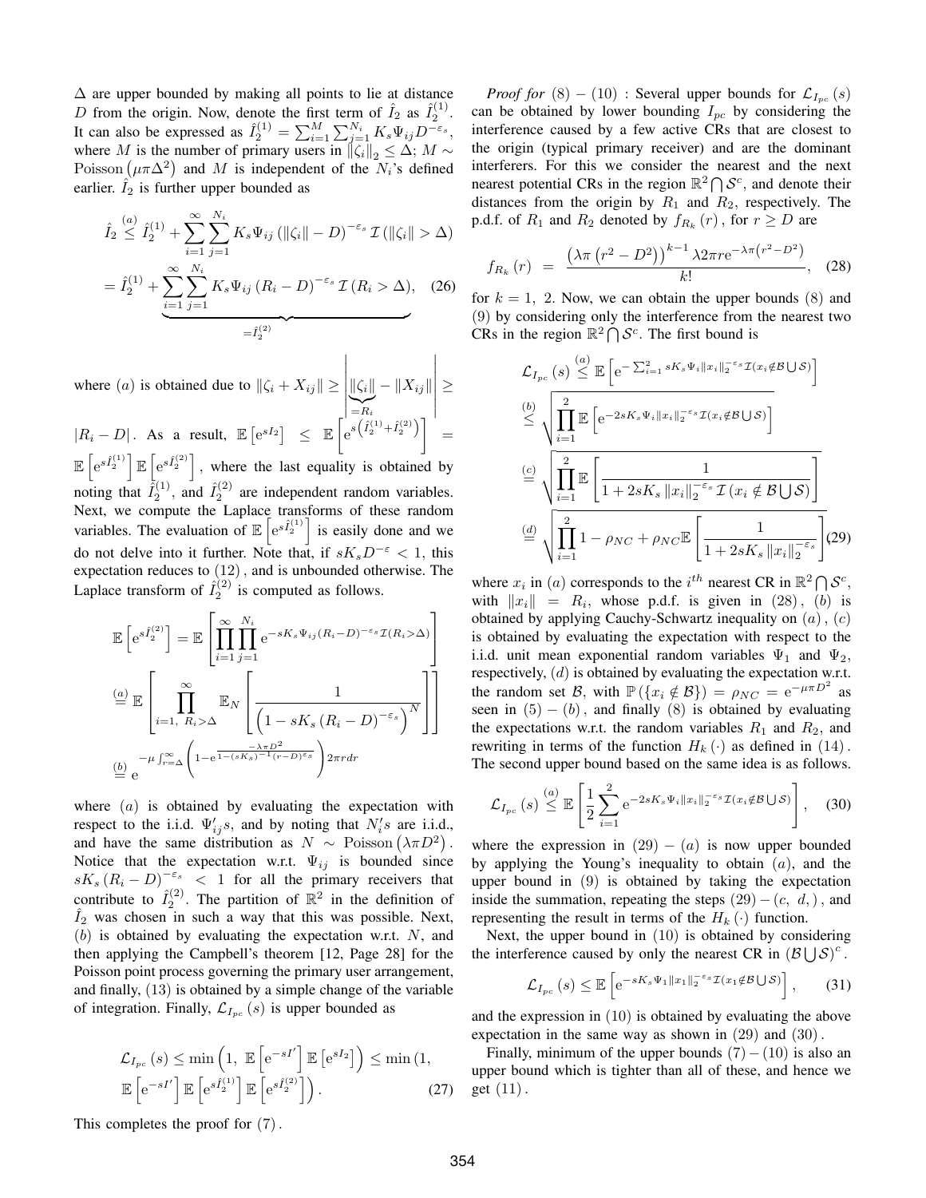$\Delta$ are upper bounded by making all points to lie at distance $D$ from the origin. Now, denote the first term of $\hat{I}_2$ as $\hat{I}_2^{(1)}$. It can also be expressed as $\hat{I}_2^{(1)} = \sum_{i=1}^{M}\sum_{j=1}^{N_i} K_s \Psi_{ij} D^{-\varepsilon_s}$, where $M$ is the number of primary users in $\|\zeta_i\|_2 \leq \Delta$; $M \sim \text{Poisson}\left(\mu\pi\Delta^2\right)$ and $M$ is independent of the $N_i$'s defined earlier. $\hat{I}_2$ is further upper bounded as

$$
\begin{aligned}
\hat{I}_2 &\overset{(a)}{\leq} \hat{I}_2^{(1)} + \sum_{i=1}^{\infty}\sum_{j=1}^{N_i} K_s \Psi_{ij} \left(\|\zeta_i\| - D\right)^{-\varepsilon_s} \mathcal{I}\left(\|\zeta_i\| > \Delta\right) \\
&= \hat{I}_2^{(1)} + \underbrace{\sum_{i=1}^{\infty}\sum_{j=1}^{N_i} K_s \Psi_{ij} \left(R_i - D\right)^{-\varepsilon_s} \mathcal{I}\left(R_i > \Delta\right)}_{=\hat{I}_2^{(2)}}, \quad (26)
\end{aligned}
$$

where $(a)$ is obtained due to $\|\zeta_i + X_{ij}\| \geq \left|\underbrace{\|\zeta_i\|}_{=R_i} - \|X_{ij}\|\right| \geq |R_i - D|$. As a result, $\mathbb{E}\left[\mathrm{e}^{sI_2}\right] \leq \mathbb{E}\left[\mathrm{e}^{s\left(\hat{I}_2^{(1)} + \hat{I}_2^{(2)}\right)}\right] = \mathbb{E}\left[\mathrm{e}^{s\hat{I}_2^{(1)}}\right]\mathbb{E}\left[\mathrm{e}^{s\hat{I}_2^{(2)}}\right]$, where the last equality is obtained by noting that $\hat{I}_2^{(1)}$, and $\hat{I}_2^{(2)}$ are independent random variables. Next, we compute the Laplace transforms of these random variables. The evaluation of $\mathbb{E}\left[\mathrm{e}^{s\hat{I}_2^{(1)}}\right]$ is easily done and we do not delve into it further. Note that, if $sK_sD^{-\varepsilon} < 1$, this expectation reduces to $(12)$, and is unbounded otherwise. The Laplace transform of $\hat{I}_2^{(2)}$ is computed as follows.

$$
\begin{aligned}
\mathbb{E}\left[\mathrm{e}^{s\hat{I}_2^{(2)}}\right] &= \mathbb{E}\left[\prod_{i=1}^{\infty}\prod_{j=1}^{N_i} \mathrm{e}^{-sK_s\Psi_{ij}(R_i - D)^{-\varepsilon_s}\mathcal{I}(R_i > \Delta)}\right] \\
&\overset{(a)}{=} \mathbb{E}\left[\prod_{i=1,\ R_i > \Delta}^{\infty} \mathbb{E}_N\left[\frac{1}{\left(1 - sK_s\left(R_i - D\right)^{-\varepsilon_s}\right)^N}\right]\right] \\
&\overset{(b)}{=} \mathrm{e}^{-\mu\int_{r=\Delta}^{\infty}\left(1 - \mathrm{e}^{\frac{-\lambda\pi D^2}{1 - (sK_s)^{-1}(r-D)^{\varepsilon_s}}}\right)2\pi r dr}
\end{aligned}
$$

where $(a)$ is obtained by evaluating the expectation with respect to the i.i.d. $\Psi'_{ij}s$, and by noting that $N'_is$ are i.i.d., and have the same distribution as $N \sim \text{Poisson}\left(\lambda\pi D^2\right)$. Notice that the expectation w.r.t. $\Psi_{ij}$ is bounded since $sK_s\left(R_i - D\right)^{-\varepsilon_s} < 1$ for all the primary receivers that contribute to $\hat{I}_2^{(2)}$. The partition of $\mathbb{R}^2$ in the definition of $\hat{I}_2$ was chosen in such a way that this was possible. Next, $(b)$ is obtained by evaluating the expectation w.r.t. $N$, and then applying the Campbell's theorem [12, Page 28] for the Poisson point process governing the primary user arrangement, and finally, $(13)$ is obtained by a simple change of the variable of integration. Finally, $\mathcal{L}_{I_{pc}}(s)$ is upper bounded as

$$
\begin{aligned}
\mathcal{L}_{I_{pc}}(s) &\leq \min\left(1,\ \mathbb{E}\left[\mathrm{e}^{-sI'}\right]\mathbb{E}\left[\mathrm{e}^{sI_2}\right]\right) \leq \min\left(1,\right. \\
&\left.\mathbb{E}\left[\mathrm{e}^{-sI'}\right]\mathbb{E}\left[\mathrm{e}^{s\hat{I}_2^{(1)}}\right]\mathbb{E}\left[\mathrm{e}^{s\hat{I}_2^{(2)}}\right]\right). \quad (27)
\end{aligned}
$$

This completes the proof for $(7)$.

*Proof for* $(8) - (10)$ : Several upper bounds for $\mathcal{L}_{I_{pc}}(s)$ can be obtained by lower bounding $I_{pc}$ by considering the interference caused by a few active CRs that are closest to the origin (typical primary receiver) and are the dominant interferers. For this we consider the nearest and the next nearest potential CRs in the region $\mathbb{R}^2 \bigcap \mathcal{S}^c$, and denote their distances from the origin by $R_1$ and $R_2$, respectively. The p.d.f. of $R_1$ and $R_2$ denoted by $f_{R_k}(r)$, for $r \geq D$ are

$$
f_{R_k}(r) = \frac{\left(\lambda\pi\left(r^2 - D^2\right)\right)^{k-1}\lambda 2\pi r \mathrm{e}^{-\lambda\pi\left(r^2 - D^2\right)}}{k!}, \quad (28)
$$

for $k = 1,\ 2$. Now, we can obtain the upper bounds $(8)$ and $(9)$ by considering only the interference from the nearest two CRs in the region $\mathbb{R}^2 \bigcap \mathcal{S}^c$. The first bound is

$$
\begin{aligned}
\mathcal{L}_{I_{pc}}(s) &\overset{(a)}{\leq} \mathbb{E}\left[\mathrm{e}^{-\sum_{i=1}^{2} sK_s\Psi_i\|x_i\|_2^{-\varepsilon_s}\mathcal{I}(x_i \notin \mathcal{B}\bigcup\mathcal{S})}\right] \\
&\overset{(b)}{\leq} \sqrt{\prod_{i=1}^{2}\mathbb{E}\left[\mathrm{e}^{-2sK_s\Psi_i\|x_i\|_2^{-\varepsilon_s}\mathcal{I}(x_i \notin \mathcal{B}\bigcup\mathcal{S})}\right]} \\
&\overset{(c)}{=} \sqrt{\prod_{i=1}^{2}\mathbb{E}\left[\frac{1}{1 + 2sK_s\|x_i\|_2^{-\varepsilon_s}\mathcal{I}\left(x_i \notin \mathcal{B}\bigcup\mathcal{S}\right)}\right]} \\
&\overset{(d)}{=} \sqrt{\prod_{i=1}^{2} 1 - \rho_{NC} + \rho_{NC}\mathbb{E}\left[\frac{1}{1 + 2sK_s\|x_i\|_2^{-\varepsilon_s}}\right]} \quad (29)
\end{aligned}
$$

where $x_i$ in $(a)$ corresponds to the $i^{th}$ nearest CR in $\mathbb{R}^2 \bigcap \mathcal{S}^c$, with $\|x_i\| = R_i$, whose p.d.f. is given in $(28)$, $(b)$ is obtained by applying Cauchy-Schwartz inequality on $(a)$, $(c)$ is obtained by evaluating the expectation with respect to the i.i.d. unit mean exponential random variables $\Psi_1$ and $\Psi_2$, respectively, $(d)$ is obtained by evaluating the expectation w.r.t. the random set $\mathcal{B}$, with $\mathbb{P}\left(\{x_i \notin \mathcal{B}\}\right) = \rho_{NC} = \mathrm{e}^{-\mu\pi D^2}$ as seen in $(5) - (b)$, and finally $(8)$ is obtained by evaluating the expectations w.r.t. the random variables $R_1$ and $R_2$, and rewriting in terms of the function $H_k(\cdot)$ as defined in $(14)$. The second upper bound based on the same idea is as follows.

$$
\mathcal{L}_{I_{pc}}(s) \overset{(a)}{\leq} \mathbb{E}\left[\frac{1}{2}\sum_{i=1}^{2}\mathrm{e}^{-2sK_s\Psi_i\|x_i\|_2^{-\varepsilon_s}\mathcal{I}(x_i \notin \mathcal{B}\bigcup\mathcal{S})}\right], \quad (30)
$$

where the expression in $(29) - (a)$ is now upper bounded by applying the Young's inequality to obtain $(a)$, and the upper bound in $(9)$ is obtained by taking the expectation inside the summation, repeating the steps $(29) - (c,\ d,)$, and representing the result in terms of the $H_k(\cdot)$ function.

Next, the upper bound in $(10)$ is obtained by considering the interference caused by only the nearest CR in $\left(\mathcal{B}\bigcup\mathcal{S}\right)^c$.

$$
\mathcal{L}_{I_{pc}}(s) \leq \mathbb{E}\left[\mathrm{e}^{-sK_s\Psi_1\|x_1\|_2^{-\varepsilon_s}\mathcal{I}(x_1 \notin \mathcal{B}\bigcup\mathcal{S})}\right], \quad (31)
$$

and the expression in $(10)$ is obtained by evaluating the above expectation in the same way as shown in $(29)$ and $(30)$.

Finally, minimum of the upper bounds $(7) - (10)$ is also an upper bound which is tighter than all of these, and hence we get $(11)$.